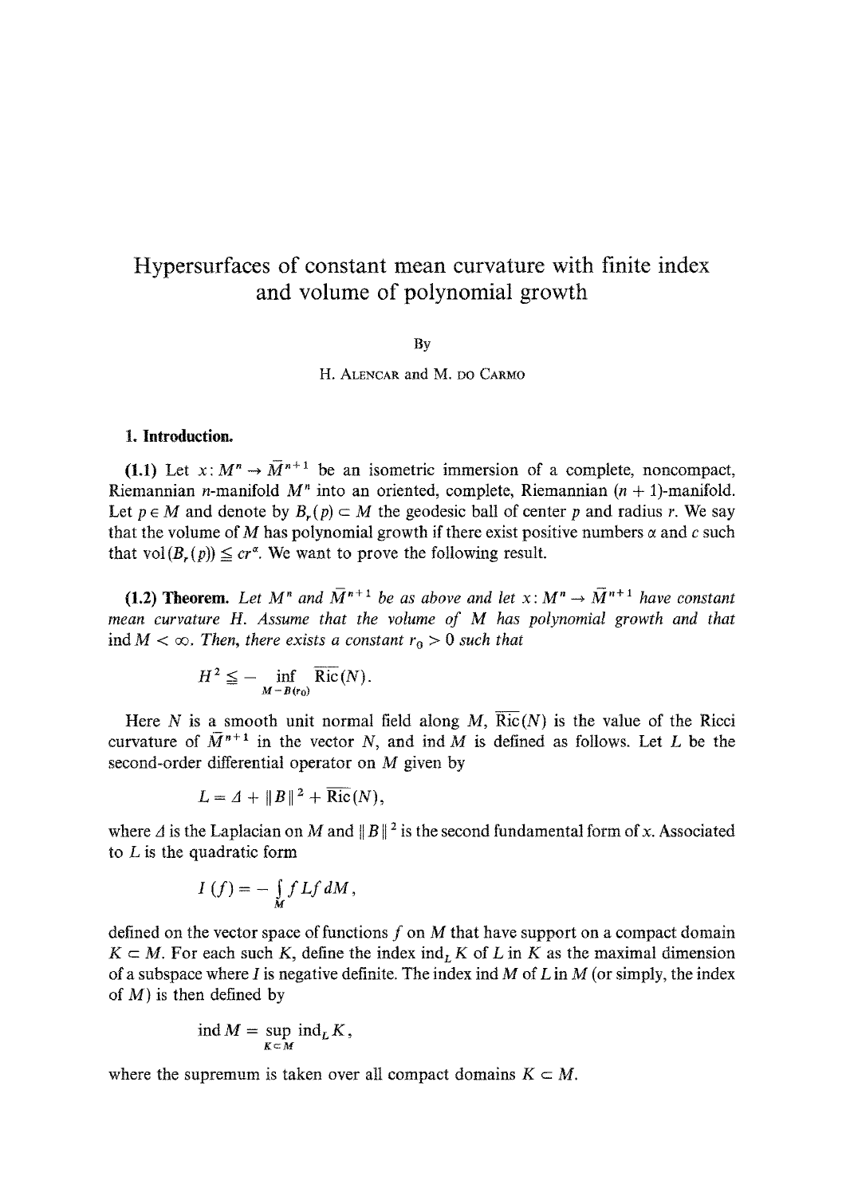# Hypersurfaces of constant mean curvature with finite index and volume of polynomial growth

By

H. Alencar and M. do Carmo

## 1. Introduction.

**(1.1)** Let $x: M^n \to \bar{M}^{n+1}$ be an isometric immersion of a complete, noncompact, Riemannian $n$-manifold $M^n$ into an oriented, complete, Riemannian $(n+1)$-manifold. Let $p \in M$ and denote by $B_r(p) \subset M$ the geodesic ball of center $p$ and radius $r$. We say that the volume of $M$ has polynomial growth if there exist positive numbers $\alpha$ and $c$ such that $\operatorname{vol}(B_r(p)) \leqq c r^{\alpha}$. We want to prove the following result.

**(1.2) Theorem.** *Let $M^n$ and $\bar{M}^{n+1}$ be as above and let $x: M^n \to \bar{M}^{n+1}$ have constant mean curvature $H$. Assume that the volume of $M$ has polynomial growth and that $\operatorname{ind} M < \infty$. Then, there exists a constant $r_0 > 0$ such that*

$$H^2 \leqq - \inf_{M - B(r_0)} \overline{\operatorname{Ric}}(N).$$

Here $N$ is a smooth unit normal field along $M$, $\overline{\operatorname{Ric}}(N)$ is the value of the Ricci curvature of $\bar{M}^{n+1}$ in the vector $N$, and $\operatorname{ind} M$ is defined as follows. Let $L$ be the second-order differential operator on $M$ given by

$$L = \Delta + \|B\|^2 + \overline{\operatorname{Ric}}(N),$$

where $\Delta$ is the Laplacian on $M$ and $\|B\|^2$ is the second fundamental form of $x$. Associated to $L$ is the quadratic form

$$I(f) = - \int_M f L f \, dM,$$

defined on the vector space of functions $f$ on $M$ that have support on a compact domain $K \subset M$. For each such $K$, define the index $\operatorname{ind}_L K$ of $L$ in $K$ as the maximal dimension of a subspace where $I$ is negative definite. The index $\operatorname{ind} M$ of $L$ in $M$ (or simply, the index of $M$) is then defined by

$$\operatorname{ind} M = \sup_{K \subset M} \operatorname{ind}_L K,$$

where the supremum is taken over all compact domains $K \subset M$.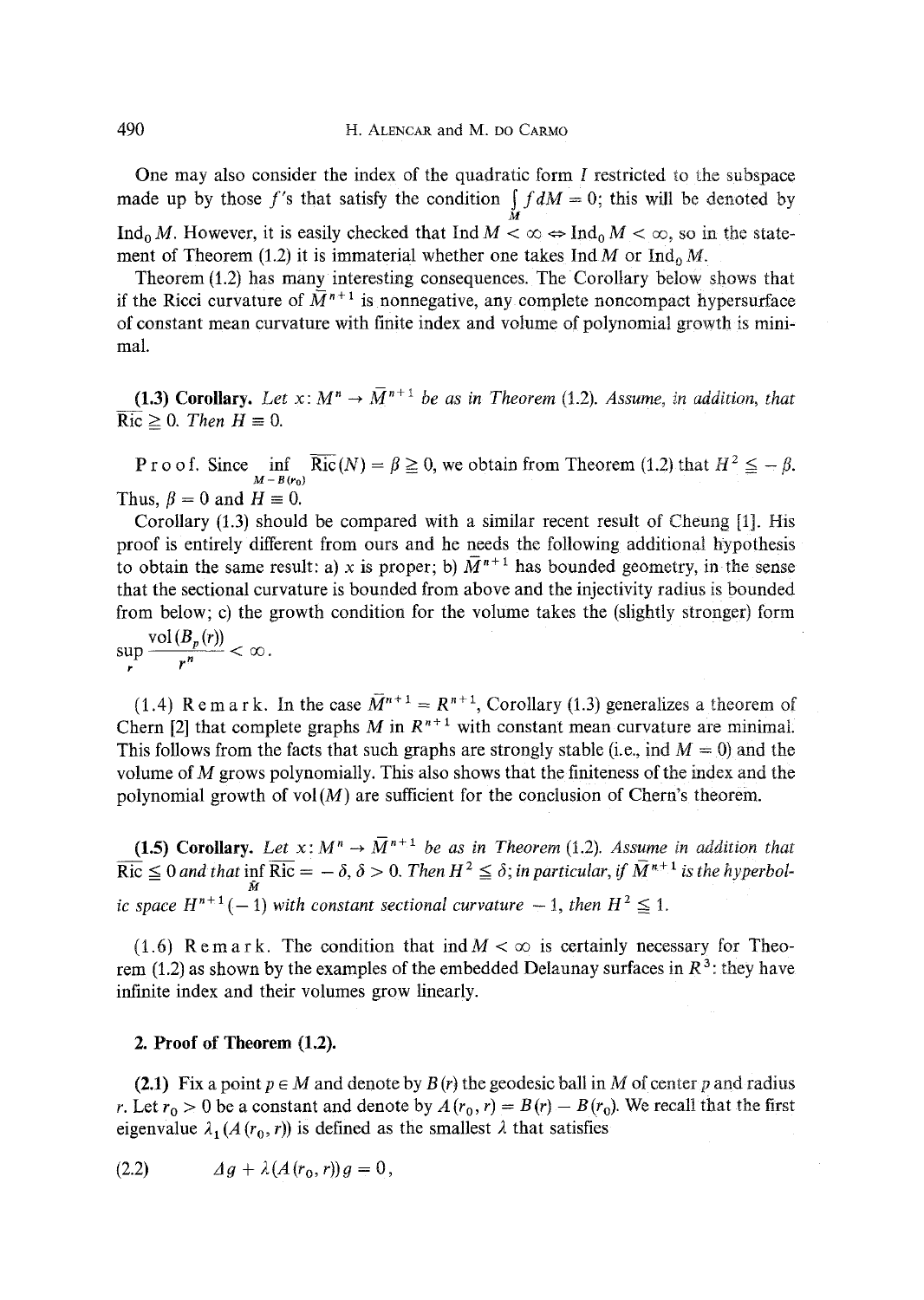One may also consider the index of the quadratic form $I$ restricted to the subspace made up by those $f$'s that satisfy the condition $\int_M f\,dM = 0$; this will be denoted by $\mathrm{Ind}_0 M$. However, it is easily checked that $\mathrm{Ind}\, M < \infty \Leftrightarrow \mathrm{Ind}_0 M < \infty$, so in the statement of Theorem (1.2) it is immaterial whether one takes $\mathrm{Ind}\, M$ or $\mathrm{Ind}_0 M$.

Theorem (1.2) has many interesting consequences. The Corollary below shows that if the Ricci curvature of $\bar{M}^{n+1}$ is nonnegative, any complete noncompact hypersurface of constant mean curvature with finite index and volume of polynomial growth is minimal.

**(1.3) Corollary.** *Let $x\colon M^n \to \bar{M}^{n+1}$ be as in Theorem (1.2). Assume, in addition, that $\overline{\mathrm{Ric}} \geq 0$. Then $H \equiv 0$.*

Proof. Since $\inf\limits_{M - B(r_0)} \overline{\mathrm{Ric}}(N) = \beta \geq 0$, we obtain from Theorem (1.2) that $H^2 \leq -\beta$. Thus, $\beta = 0$ and $H \equiv 0$.

Corollary (1.3) should be compared with a similar recent result of Cheung [1]. His proof is entirely different from ours and he needs the following additional hypothesis to obtain the same result: a) $x$ is proper; b) $\bar{M}^{n+1}$ has bounded geometry, in the sense that the sectional curvature is bounded from above and the injectivity radius is bounded from below; c) the growth condition for the volume takes the (slightly stronger) form $\sup\limits_r \dfrac{\mathrm{vol}(B_p(r))}{r^n} < \infty$.

(1.4) Remark. In the case $\bar{M}^{n+1} = R^{n+1}$, Corollary (1.3) generalizes a theorem of Chern [2] that complete graphs $M$ in $R^{n+1}$ with constant mean curvature are minimal. This follows from the facts that such graphs are strongly stable (i.e., $\mathrm{ind}\, M = 0$) and the volume of $M$ grows polynomially. This also shows that the finiteness of the index and the polynomial growth of $\mathrm{vol}(M)$ are sufficient for the conclusion of Chern's theorem.

**(1.5) Corollary.** *Let $x\colon M^n \to \bar{M}^{n+1}$ be as in Theorem (1.2). Assume in addition that $\overline{\mathrm{Ric}} \leq 0$ and that $\inf\limits_{\bar{M}} \overline{\mathrm{Ric}} = -\delta$, $\delta > 0$. Then $H^2 \leq \delta$; in particular, if $\bar{M}^{n+1}$ is the hyperbolic space $H^{n+1}(-1)$ with constant sectional curvature $-1$, then $H^2 \leq 1$.*

(1.6) Remark. The condition that $\mathrm{ind}\, M < \infty$ is certainly necessary for Theorem (1.2) as shown by the examples of the embedded Delaunay surfaces in $R^3$: they have infinite index and their volumes grow linearly.

## 2. Proof of Theorem (1.2).

**(2.1)** Fix a point $p \in M$ and denote by $B(r)$ the geodesic ball in $M$ of center $p$ and radius $r$. Let $r_0 > 0$ be a constant and denote by $A(r_0, r) = B(r) - B(r_0)$. We recall that the first eigenvalue $\lambda_1(A(r_0, r))$ is defined as the smallest $\lambda$ that satisfies

$$\Delta g + \lambda(A(r_0, r))g = 0, \tag{2.2}$$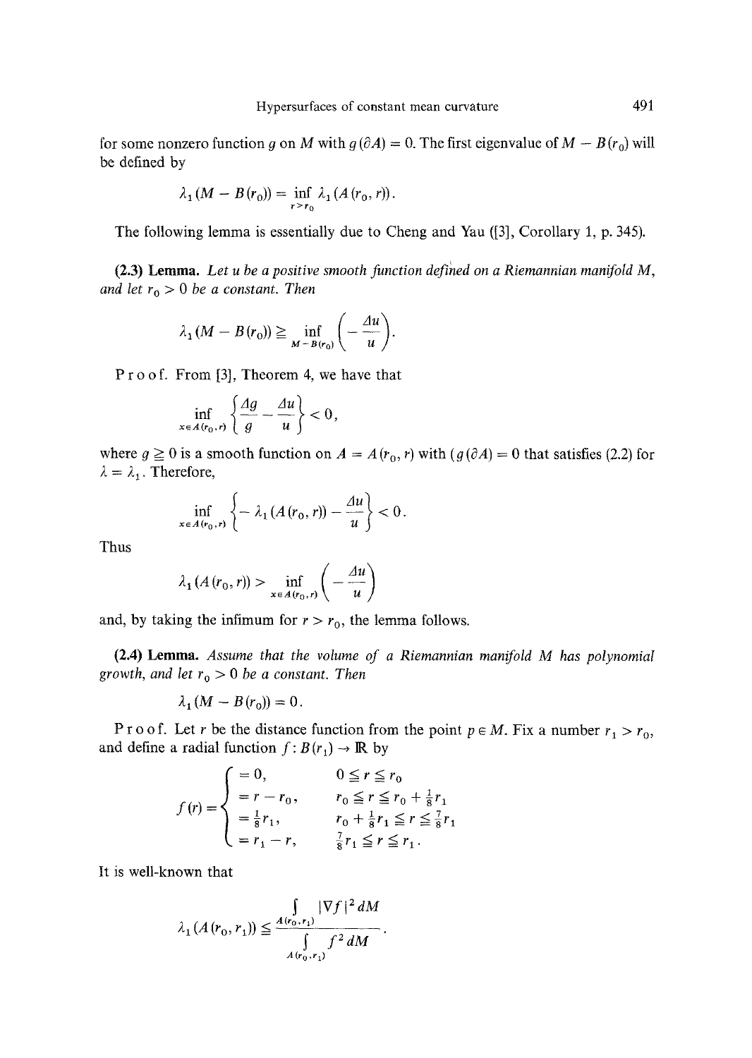for some nonzero function $g$ on $M$ with $g(\partial A) = 0$. The first eigenvalue of $M - B(r_0)$ will be defined by

$$\lambda_1(M - B(r_0)) = \inf_{r > r_0} \lambda_1(A(r_0, r)).$$

The following lemma is essentially due to Cheng and Yau ([3], Corollary 1, p. 345).

**(2.3) Lemma.** *Let $u$ be a positive smooth function defined on a Riemannian manifold $M$, and let $r_0 > 0$ be a constant. Then*

$$\lambda_1(M - B(r_0)) \geqq \inf_{M - B(r_0)} \left( -\frac{\Delta u}{u} \right).$$

Proof. From [3], Theorem 4, we have that

$$\inf_{x \in A(r_0, r)} \left\{ \frac{\Delta g}{g} - \frac{\Delta u}{u} \right\} < 0,$$

where $g \geqq 0$ is a smooth function on $A = A(r_0, r)$ with $(g(\partial A) = 0$ that satisfies (2.2) for $\lambda = \lambda_1$. Therefore,

$$\inf_{x \in A(r_0, r)} \left\{ -\lambda_1(A(r_0, r)) - \frac{\Delta u}{u} \right\} < 0.$$

Thus

$$\lambda_1(A(r_0, r)) > \inf_{x \in A(r_0, r)} \left( -\frac{\Delta u}{u} \right)$$

and, by taking the infimum for $r > r_0$, the lemma follows.

**(2.4) Lemma.** *Assume that the volume of a Riemannian manifold $M$ has polynomial growth, and let $r_0 > 0$ be a constant. Then*

$$\lambda_1(M - B(r_0)) = 0.$$

Proof. Let $r$ be the distance function from the point $p \in M$. Fix a number $r_1 > r_0$, and define a radial function $f: B(r_1) \to \mathbb{R}$ by

$$f(r) = \begin{cases} = 0, & 0 \leqq r \leqq r_0 \\ = r - r_0, & r_0 \leqq r \leqq r_0 + \frac{1}{8} r_1 \\ = \frac{1}{8} r_1, & r_0 + \frac{1}{8} r_1 \leqq r \leqq \frac{7}{8} r_1 \\ = r_1 - r, & \frac{7}{8} r_1 \leqq r \leqq r_1. \end{cases}$$

It is well-known that

$$\lambda_1(A(r_0, r_1)) \leqq \frac{\int_{A(r_0, r_1)} |\nabla f|^2 \, dM}{\int_{A(r_0, r_1)} f^2 \, dM}.$$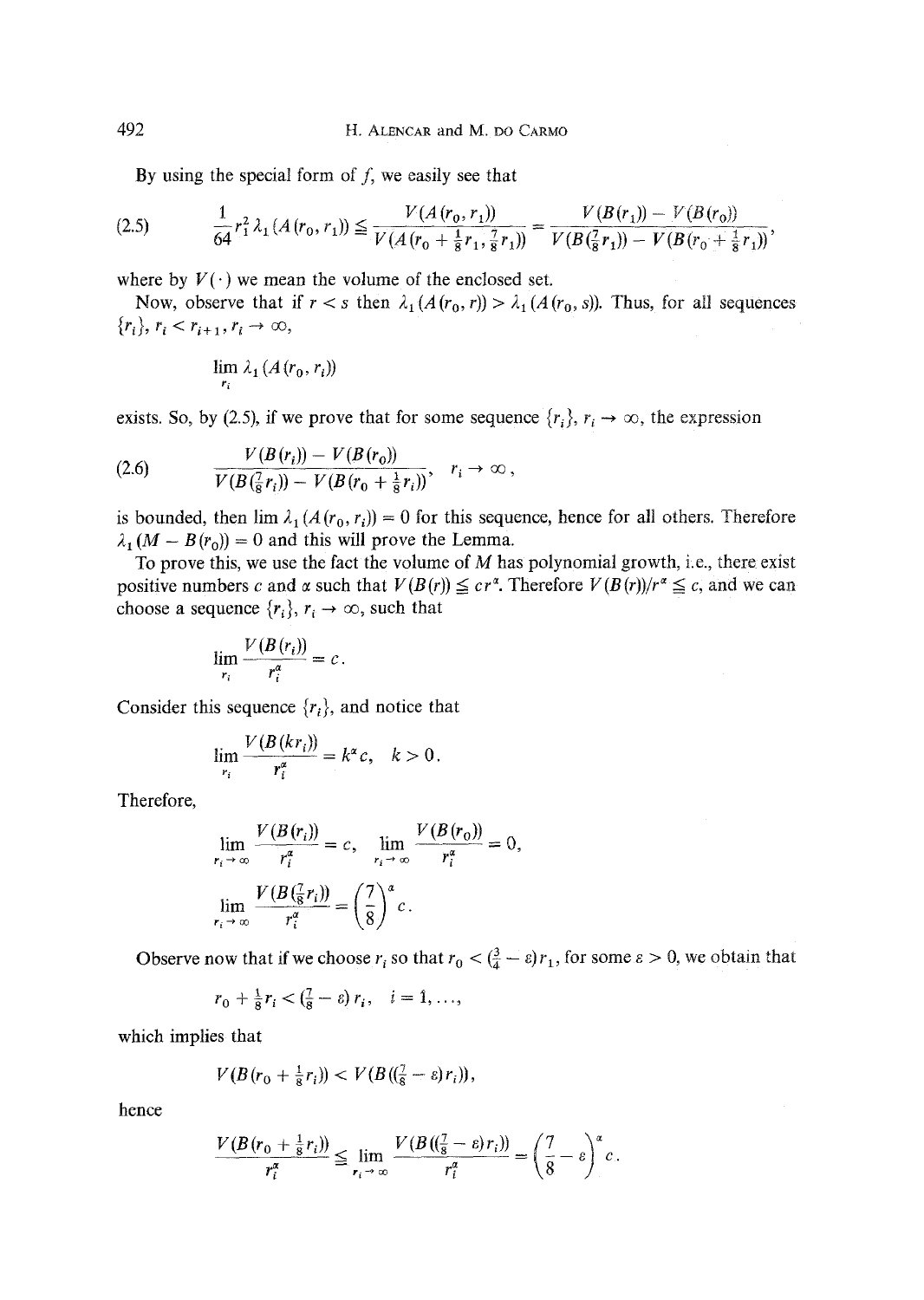By using the special form of $f$, we easily see that

$$\frac{1}{64} r_1^2 \lambda_1(A(r_0, r_1)) \leqq \frac{V(A(r_0, r_1))}{V(A(r_0 + \frac{1}{8}r_1, \frac{7}{8}r_1))} = \frac{V(B(r_1)) - V(B(r_0))}{V(B(\frac{7}{8}r_1)) - V(B(r_0 + \frac{1}{8}r_1))}, \tag{2.5}$$

where by $V(\cdot)$ we mean the volume of the enclosed set.

Now, observe that if $r < s$ then $\lambda_1(A(r_0, r)) > \lambda_1(A(r_0, s))$. Thus, for all sequences $\{r_i\}$, $r_i < r_{i+1}$, $r_i \to \infty$,

$$\lim_{r_i} \lambda_1(A(r_0, r_i))$$

exists. So, by (2.5), if we prove that for some sequence $\{r_i\}$, $r_i \to \infty$, the expression

$$\frac{V(B(r_i)) - V(B(r_0))}{V(B(\frac{7}{8}r_i)) - V(B(r_0 + \frac{1}{8}r_i))}, \quad r_i \to \infty, \tag{2.6}$$

is bounded, then $\lim \lambda_1(A(r_0, r_i)) = 0$ for this sequence, hence for all others. Therefore $\lambda_1(M - B(r_0)) = 0$ and this will prove the Lemma.

To prove this, we use the fact the volume of $M$ has polynomial growth, i.e., there exist positive numbers $c$ and $\alpha$ such that $V(B(r)) \leqq cr^\alpha$. Therefore $V(B(r))/r^\alpha \leqq c$, and we can choose a sequence $\{r_i\}$, $r_i \to \infty$, such that

$$\lim_{r_i} \frac{V(B(r_i))}{r_i^\alpha} = c.$$

Consider this sequence $\{r_i\}$, and notice that

$$\lim_{r_i} \frac{V(B(kr_i))}{r_i^\alpha} = k^\alpha c, \quad k > 0.$$

Therefore,

$$\lim_{r_i \to \infty} \frac{V(B(r_i))}{r_i^\alpha} = c, \quad \lim_{r_i \to \infty} \frac{V(B(r_0))}{r_i^\alpha} = 0,$$

$$\lim_{r_i \to \infty} \frac{V(B(\frac{7}{8}r_i))}{r_i^\alpha} = \left(\frac{7}{8}\right)^\alpha c.$$

Observe now that if we choose $r_i$ so that $r_0 < (\frac{3}{4} - \varepsilon) r_1$, for some $\varepsilon > 0$, we obtain that

$$r_0 + \tfrac{1}{8} r_i < (\tfrac{7}{8} - \varepsilon) r_i, \quad i = 1, \ldots,$$

which implies that

$$V(B(r_0 + \tfrac{1}{8} r_i)) < V(B((\tfrac{7}{8} - \varepsilon) r_i)),$$

hence

$$\frac{V(B(r_0 + \frac{1}{8}r_i))}{r_i^\alpha} \leqq \lim_{r_i \to \infty} \frac{V(B((\frac{7}{8} - \varepsilon) r_i))}{r_i^\alpha} = \left(\frac{7}{8} - \varepsilon\right)^\alpha c.$$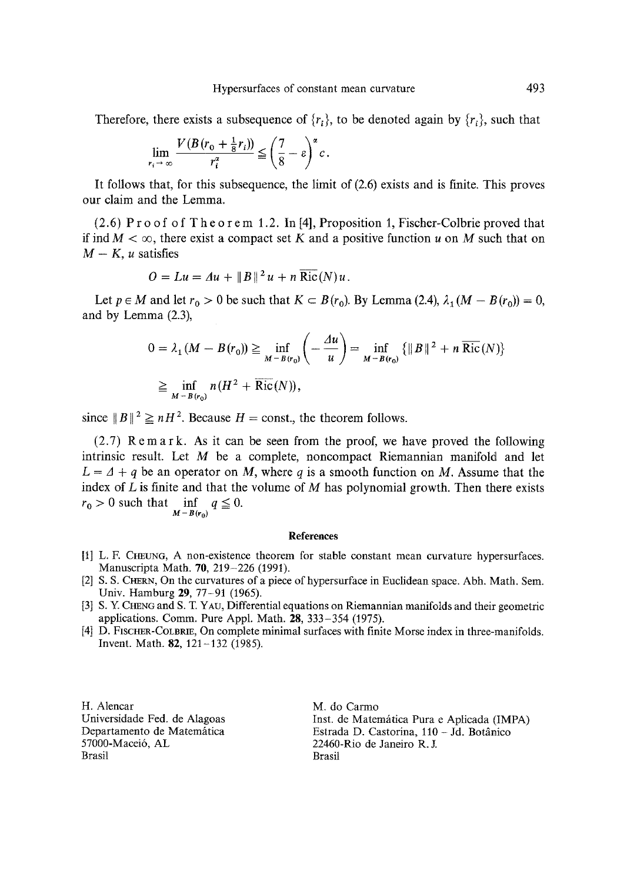Therefore, there exists a subsequence of $\{r_i\}$, to be denoted again by $\{r_i\}$, such that

$$\lim_{r_i \to \infty} \frac{V(B(r_0 + \frac{1}{8} r_i))}{r_i^\alpha} \leqq \left(\frac{7}{8} - \varepsilon\right)^\alpha c.$$

It follows that, for this subsequence, the limit of (2.6) exists and is finite. This proves our claim and the Lemma.

(2.6) **Proof of Theorem 1.2.** In [4], Proposition 1, Fischer-Colbrie proved that if $\operatorname{ind} M < \infty$, there exist a compact set $K$ and a positive function $u$ on $M$ such that on $M - K$, $u$ satisfies

$$0 = Lu = \Delta u + \|B\|^2 u + n \,\overline{\mathrm{Ric}}(N) u.$$

Let $p \in M$ and let $r_0 > 0$ be such that $K \subset B(r_0)$. By Lemma (2.4), $\lambda_1(M - B(r_0)) = 0$, and by Lemma (2.3),

$$0 = \lambda_1(M - B(r_0)) \geqq \inf_{M - B(r_0)} \left(-\frac{\Delta u}{u}\right) = \inf_{M - B(r_0)} \{\|B\|^2 + n \,\overline{\mathrm{Ric}}(N)\}$$

$$\geqq \inf_{M - B(r_0)} n(H^2 + \overline{\mathrm{Ric}}(N)),$$

since $\|B\|^2 \geqq nH^2$. Because $H = \text{const.}$, the theorem follows.

(2.7) **Remark.** As it can be seen from the proof, we have proved the following intrinsic result. Let $M$ be a complete, noncompact Riemannian manifold and let $L = \Delta + q$ be an operator on $M$, where $q$ is a smooth function on $M$. Assume that the index of $L$ is finite and that the volume of $M$ has polynomial growth. Then there exists $r_0 > 0$ such that $\inf_{M - B(r_0)} q \leqq 0$.

## References

[1] L. F. Cheung, A non-existence theorem for stable constant mean curvature hypersurfaces. Manuscripta Math. **70**, 219–226 (1991).

[2] S. S. Chern, On the curvatures of a piece of hypersurface in Euclidean space. Abh. Math. Sem. Univ. Hamburg **29**, 77–91 (1965).

[3] S. Y. Cheng and S. T. Yau, Differential equations on Riemannian manifolds and their geometric applications. Comm. Pure Appl. Math. **28**, 333–354 (1975).

[4] D. Fischer-Colbrie, On complete minimal surfaces with finite Morse index in three-manifolds. Invent. Math. **82**, 121–132 (1985).

H. Alencar
Universidade Fed. de Alagoas
Departamento de Matemática
57000-Maceió, AL
Brasil

M. do Carmo
Inst. de Matemática Pura e Aplicada (IMPA)
Estrada D. Castorina, 110 – Jd. Botânico
22460-Rio de Janeiro R. J.
Brasil